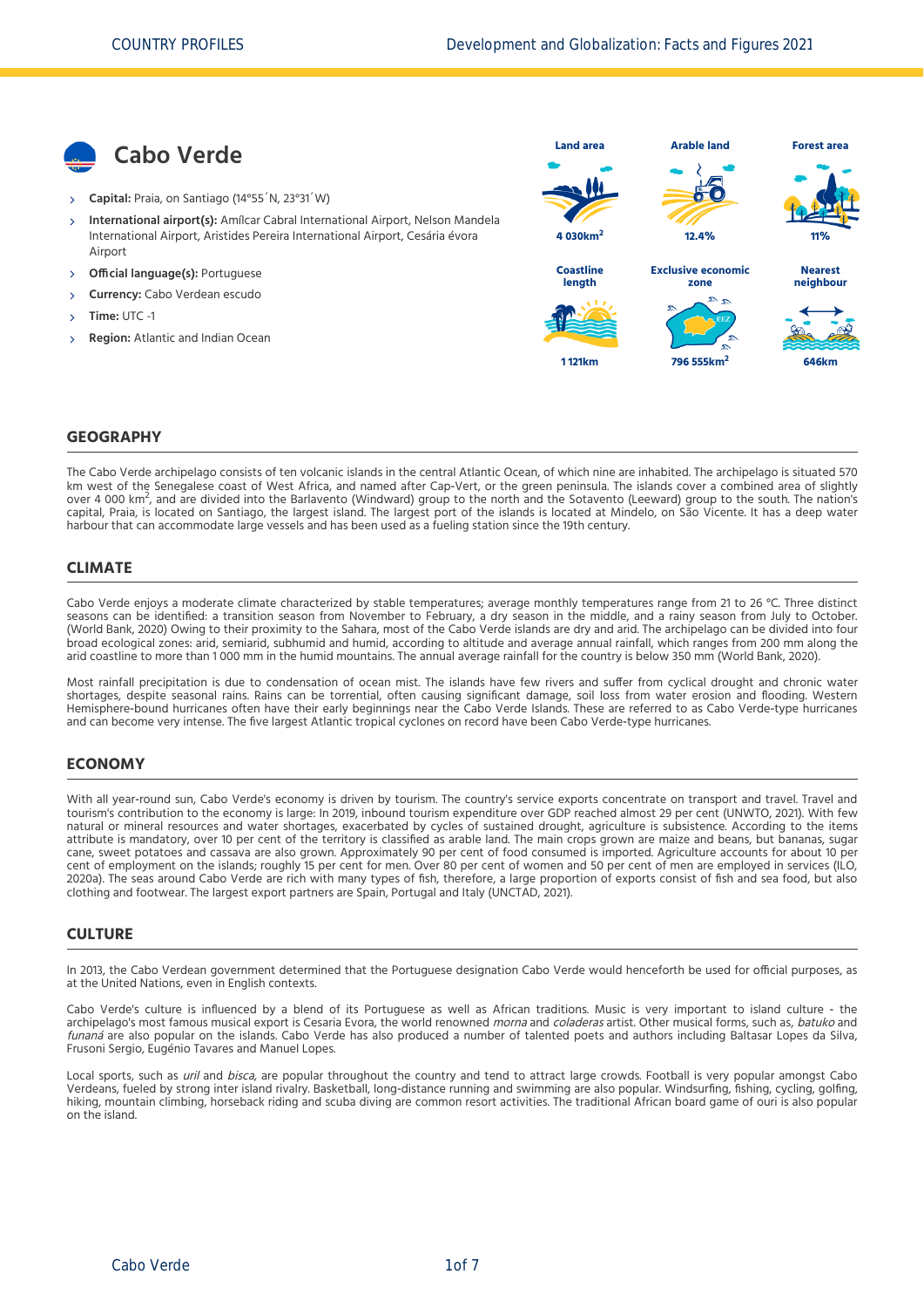# Cabo Verde

- **Capital:** Praia, on Santiago (14°55´N, 23°31´W)
- **International airport(s):** Amílcar Cabral International Airport, Nelson Mandela International Airport, Aristides Pereira International Airport, Cesária évora Airport
- **Official language(s):** Portuguese
- **Currency:** Cabo Verdean escudo
- **Time:** UTC -1
- **Region:** Atlantic and Indian Ocean

| Land area | Arable land | Forest area |
|---|---|---|
| 4 030km$^2$ | 12.4% | 11% |

| Coastline length | Exclusive economic zone | Nearest neighbour |
|---|---|---|
| 1 121km | 796 555km$^2$ | 646km |

## GEOGRAPHY

The Cabo Verde archipelago consists of ten volcanic islands in the central Atlantic Ocean, of which nine are inhabited. The archipelago is situated 570 km west of the Senegalese coast of West Africa, and named after Cap-Vert, or the green peninsula. The islands cover a combined area of slightly over 4 000 km$^2$, and are divided into the Barlavento (Windward) group to the north and the Sotavento (Leeward) group to the south. The nation's capital, Praia, is located on Santiago, the largest island. The largest port of the islands is located at Mindelo, on São Vicente. It has a deep water harbour that can accommodate large vessels and has been used as a fueling station since the 19th century.

## CLIMATE

Cabo Verde enjoys a moderate climate characterized by stable temperatures; average monthly temperatures range from 21 to 26 °C. Three distinct seasons can be identified: a transition season from November to February, a dry season in the middle, and a rainy season from July to October. (World Bank, 2020) Owing to their proximity to the Sahara, most of the Cabo Verde islands are dry and arid. The archipelago can be divided into four broad ecological zones: arid, semiarid, subhumid and humid, according to altitude and average annual rainfall, which ranges from 200 mm along the arid coastline to more than 1 000 mm in the humid mountains. The annual average rainfall for the country is below 350 mm (World Bank, 2020).

Most rainfall precipitation is due to condensation of ocean mist. The islands have few rivers and suffer from cyclical drought and chronic water shortages, despite seasonal rains. Rains can be torrential, often causing significant damage, soil loss from water erosion and flooding. Western Hemisphere-bound hurricanes often have their early beginnings near the Cabo Verde Islands. These are referred to as Cabo Verde-type hurricanes and can become very intense. The five largest Atlantic tropical cyclones on record have been Cabo Verde-type hurricanes.

## ECONOMY

With all year-round sun, Cabo Verde's economy is driven by tourism. The country's service exports concentrate on transport and travel. Travel and tourism's contribution to the economy is large: In 2019, inbound tourism expenditure over GDP reached almost 29 per cent (UNWTO, 2021). With few natural or mineral resources and water shortages, exacerbated by cycles of sustained drought, agriculture is subsistence. According to the items attribute is mandatory, over 10 per cent of the territory is classified as arable land. The main crops grown are maize and beans, but bananas, sugar cane, sweet potatoes and cassava are also grown. Approximately 90 per cent of food consumed is imported. Agriculture accounts for about 10 per cent of employment on the islands; roughly 15 per cent for men. Over 80 per cent of women and 50 per cent of men are employed in services (ILO, 2020a). The seas around Cabo Verde are rich with many types of fish, therefore, a large proportion of exports consist of fish and sea food, but also clothing and footwear. The largest export partners are Spain, Portugal and Italy (UNCTAD, 2021).

## CULTURE

In 2013, the Cabo Verdean government determined that the Portuguese designation Cabo Verde would henceforth be used for official purposes, as at the United Nations, even in English contexts.

Cabo Verde's culture is influenced by a blend of its Portuguese as well as African traditions. Music is very important to island culture - the archipelago's most famous musical export is Cesaria Evora, the world renowned *morna* and *coladeras* artist. Other musical forms, such as, *batuko* and *funaná* are also popular on the islands. Cabo Verde has also produced a number of talented poets and authors including Baltasar Lopes da Silva, Frusoni Sergio, Eugénio Tavares and Manuel Lopes.

Local sports, such as *uril* and *bisca*, are popular throughout the country and tend to attract large crowds. Football is very popular amongst Cabo Verdeans, fueled by strong inter island rivalry. Basketball, long-distance running and swimming are also popular. Windsurfing, fishing, cycling, golfing, hiking, mountain climbing, horseback riding and scuba diving are common resort activities. The traditional African board game of ouri is also popular on the island.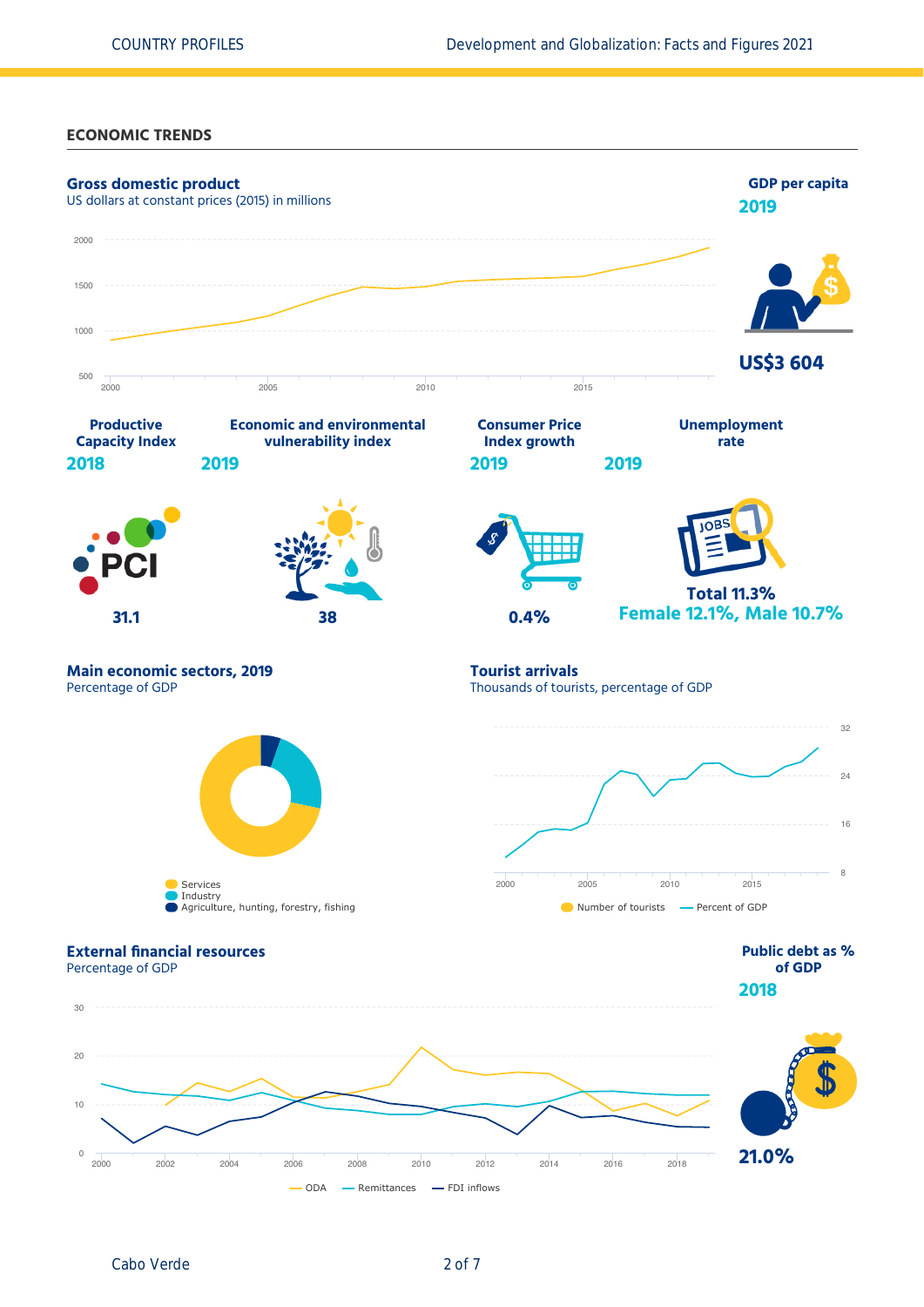## ECONOMIC TRENDS

### Gross domestic product

US dollars at constant prices (2015) in millions

### GDP per capita

2019

US$3 604

### Productive Capacity Index

2018

31.1

### Economic and environmental vulnerability index

2019

38

### Consumer Price Index growth

2019

0.4%

### Unemployment rate

2019

Total 11.3%
Female 12.1%, Male 10.7%

### Main economic sectors, 2019

Percentage of GDP

- Services
- Industry
- Agriculture, hunting, forestry, fishing

### Tourist arrivals

Thousands of tourists, percentage of GDP

- Number of tourists
- Percent of GDP

### External financial resources

Percentage of GDP

- ODA
- Remittances
- FDI inflows

### Public debt as % of GDP

2018

21.0%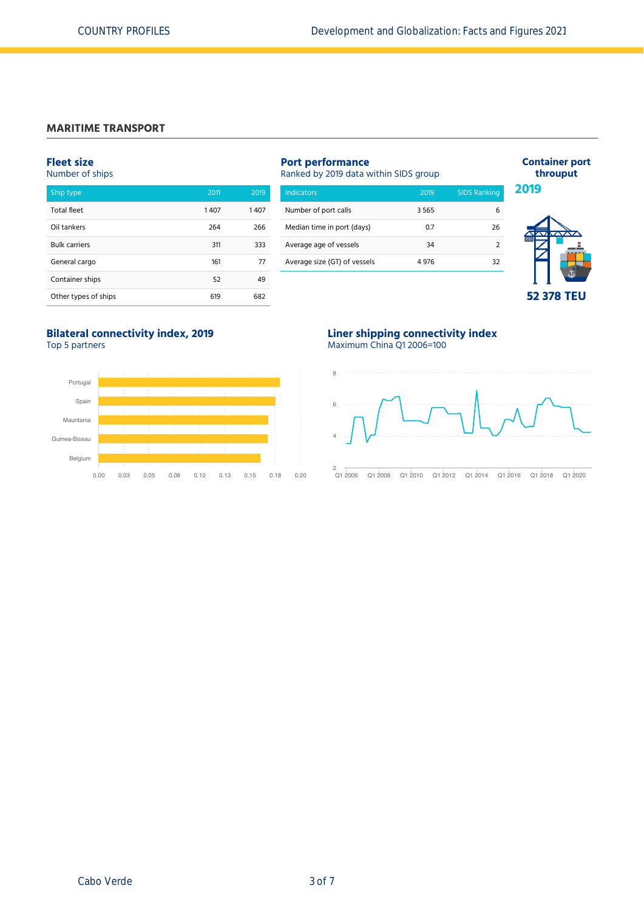## MARITIME TRANSPORT

### Fleet size

Number of ships

| Ship type | 2011 | 2019 |
| --- | --- | --- |
| Total fleet | 1 407 | 1 407 |
| Oil tankers | 264 | 266 |
| Bulk carriers | 311 | 333 |
| General cargo | 161 | 77 |
| Container ships | 52 | 49 |
| Other types of ships | 619 | 682 |

### Port performance

Ranked by 2019 data within SIDS group

| Indicators | 2019 | SIDS Ranking |
| --- | --- | --- |
| Number of port calls | 3 565 | 6 |
| Median time in port (days) | 0.7 | 26 |
| Average age of vessels | 34 | 2 |
| Average size (GT) of vessels | 4 976 | 32 |

### Container port throuput

**2019**

**52 378 TEU**

### Bilateral connectivity index, 2019

Top 5 partners

Portugal, Spain, Mauritania, Guinea-Bissau, Belgium

0.00 0.03 0.05 0.08 0.10 0.13 0.15 0.18 0.20

### Liner shipping connectivity index

Maximum China Q1 2006=100

Q1 2006 Q1 2008 Q1 2010 Q1 2012 Q1 2014 Q1 2016 Q1 2018 Q1 2020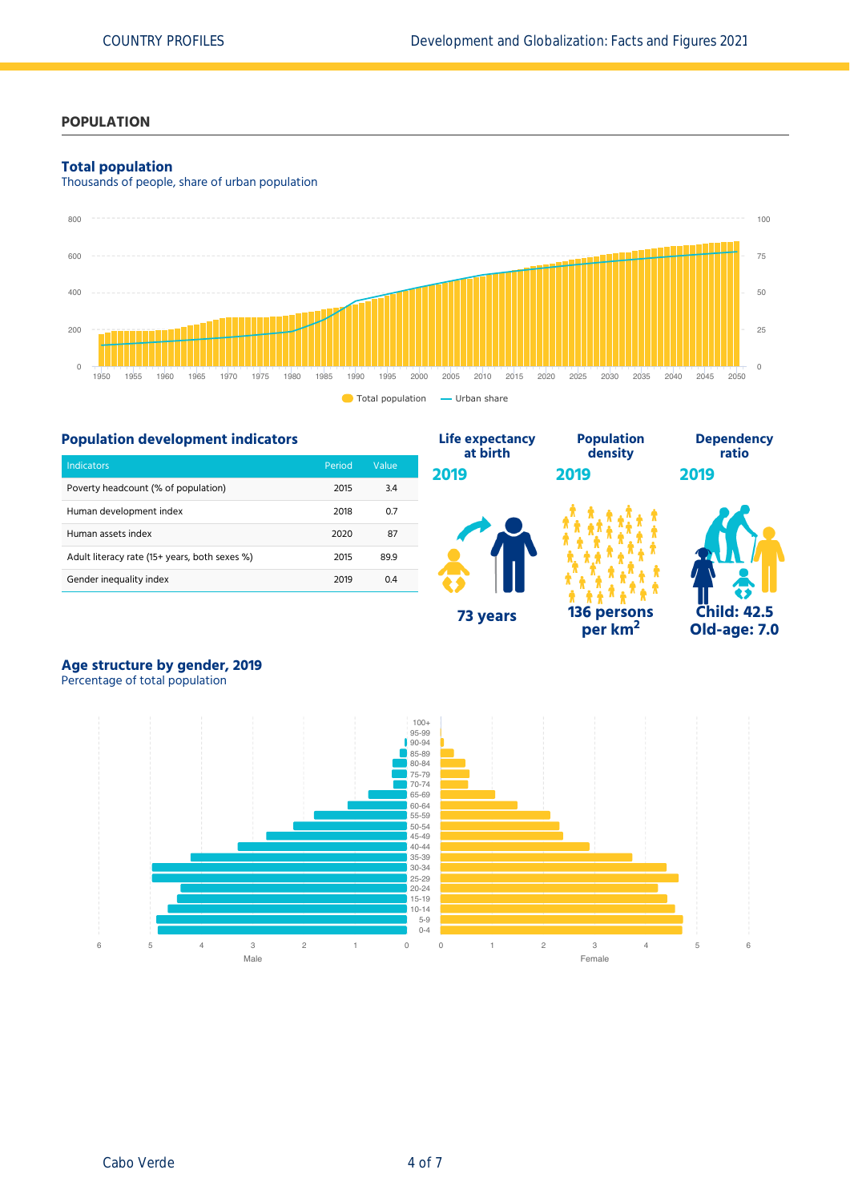## POPOPULATION

### Total population

Thousands of people, share of urban population

### Population development indicators

| Indicators | Period | Value |
|---|---|---|
| Poverty headcount (% of population) | 2015 | 3.4 |
| Human development index | 2018 | 0.7 |
| Human assets index | 2020 | 87 |
| Adult literacy rate (15+ years, both sexes %) | 2015 | 89.9 |
| Gender inequality index | 2019 | 0.4 |

**Life expectancy at birth**
**2019**
73 years

**Population density**
**2019**
136 persons per km$^2$

**Dependency ratio**
**2019**
Child: 42.5
Old-age: 7.0

### Age structure by gender, 2019

Percentage of total population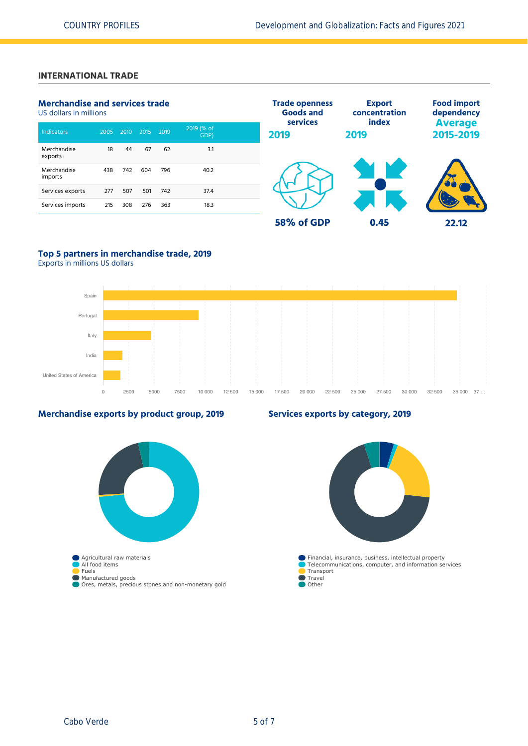## INTERNATIONAL TRADE

### Merchandise and services trade

US dollars in millions

| Indicators | 2005 | 2010 | 2015 | 2019 | 2019 (% of GDP) |
|---|---|---|---|---|---|
| Merchandise exports | 18 | 44 | 67 | 62 | 3.1 |
| Merchandise imports | 438 | 742 | 604 | 796 | 40.2 |
| Services exports | 277 | 507 | 501 | 742 | 37.4 |
| Services imports | 215 | 308 | 276 | 363 | 18.3 |

**Trade openness Goods and services 2019**

**58% of GDP**

**Export concentration index 2019**

**0.45**

**Food import dependency Average 2015-2019**

**22.12**

### Top 5 partners in merchandise trade, 2019

Exports in millions US dollars

- Spain
- Portugal
- Italy
- India
- United States of America

### Merchandise exports by product group, 2019

- Agricultural raw materials
- All food items
- Fuels
- Manufactured goods
- Ores, metals, precious stones and non-monetary gold

### Services exports by category, 2019

- Financial, insurance, business, intellectual property
- Telecommunications, computer, and information services
- Transport
- Travel
- Other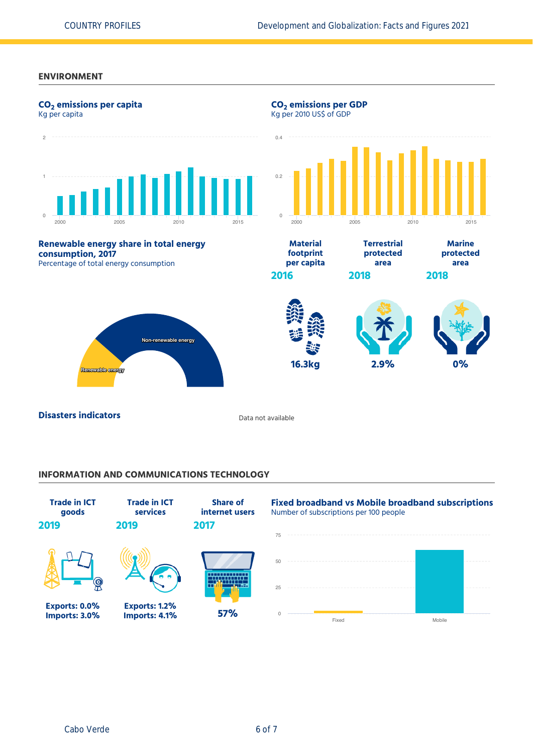## ENVIRONMENT

### $CO_2$ emissions per capita

Kg per capita

### $CO_2$ emissions per GDP

Kg per 2010 US$ of GDP

### Renewable energy share in total energy consumption, 2017

Percentage of total energy consumption

Non-renewable energy

Renewable energy

| Material footprint per capita | Terrestrial protected area | Marine protected area |
|---|---|---|
| 2016 | 2018 | 2018 |
| 16.3kg | 2.9% | 0% |

### Disasters indicators

Data not available

## INFORMATION AND COMMUNICATIONS TECHNOLOGY

| Trade in ICT goods | Trade in ICT services | Share of internet users |
|---|---|---|
| 2019 | 2019 | 2017 |
| Exports: 0.0%<br>Imports: 3.0% | Exports: 1.2%<br>Imports: 4.1% | 57% |

### Fixed broadband vs Mobile broadband subscriptions

Number of subscriptions per 100 people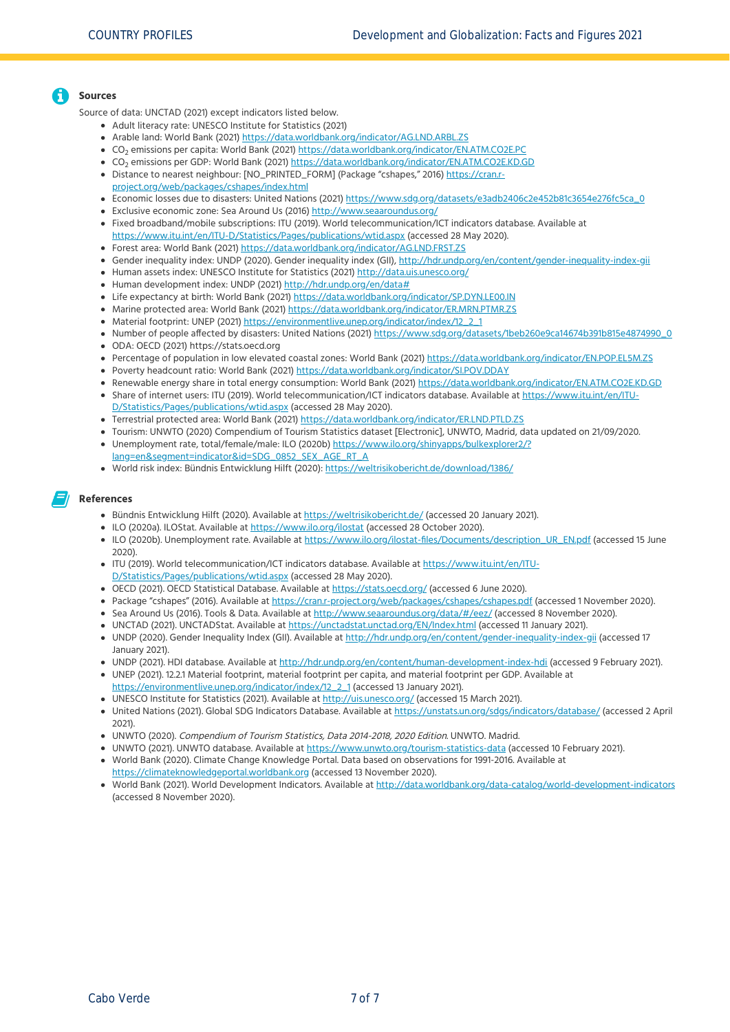## Sources

Source of data: UNCTAD (2021) except indicators listed below.

- Adult literacy rate: UNESCO Institute for Statistics (2021)
- Arable land: World Bank (2021) https://data.worldbank.org/indicator/AG.LND.ARBL.ZS
- $CO_2$ emissions per capita: World Bank (2021) https://data.worldbank.org/indicator/EN.ATM.CO2E.PC
- $CO_2$ emissions per GDP: World Bank (2021) https://data.worldbank.org/indicator/EN.ATM.CO2E.KD.GD
- Distance to nearest neighbour: [NO_PRINTED_FORM] (Package "cshapes," 2016) https://cran.r-project.org/web/packages/cshapes/index.html
- Economic losses due to disasters: United Nations (2021) https://www.sdg.org/datasets/e3adb2406c2e452b81c3654e276fc5ca_0
- Exclusive economic zone: Sea Around Us (2016) http://www.seaaroundus.org/
- Fixed broadband/mobile subscriptions: ITU (2019). World telecommunication/ICT indicators database. Available at https://www.itu.int/en/ITU-D/Statistics/Pages/publications/wtid.aspx (accessed 28 May 2020).
- Forest area: World Bank (2021) https://data.worldbank.org/indicator/AG.LND.FRST.ZS
- Gender inequality index: UNDP (2020). Gender inequality index (GII), http://hdr.undp.org/en/content/gender-inequality-index-gii
- Human assets index: UNESCO Institute for Statistics (2021) http://data.uis.unesco.org/
- Human development index: UNDP (2021) http://hdr.undp.org/en/data#
- Life expectancy at birth: World Bank (2021) https://data.worldbank.org/indicator/SP.DYN.LE00.IN
- Marine protected area: World Bank (2021) https://data.worldbank.org/indicator/ER.MRN.PTMR.ZS
- Material footprint: UNEP (2021) https://environmentlive.unep.org/indicator/index/12_2_1
- Number of people affected by disasters: United Nations (2021) https://www.sdg.org/datasets/1beb260e9ca14674b391b815e4874990_0
- ODA: OECD (2021) https://stats.oecd.org
- Percentage of population in low elevated coastal zones: World Bank (2021) https://data.worldbank.org/indicator/EN.POP.EL5M.ZS
- Poverty headcount ratio: World Bank (2021) https://data.worldbank.org/indicator/SI.POV.DDAY
- Renewable energy share in total energy consumption: World Bank (2021) https://data.worldbank.org/indicator/EN.ATM.CO2E.KD.GD
- Share of internet users: ITU (2019). World telecommunication/ICT indicators database. Available at https://www.itu.int/en/ITU-D/Statistics/Pages/publications/wtid.aspx (accessed 28 May 2020).
- Terrestrial protected area: World Bank (2021) https://data.worldbank.org/indicator/ER.LND.PTLD.ZS
- Tourism: UNWTO (2020) Compendium of Tourism Statistics dataset [Electronic], UNWTO, Madrid, data updated on 21/09/2020.
- Unemployment rate, total/female/male: ILO (2020b) https://www.ilo.org/shinyapps/bulkexplorer2/?lang=en&segment=indicator&id=SDG_0852_SEX_AGE_RT_A
- World risk index: Bündnis Entwicklung Hilft (2020): https://weltrisikobericht.de/download/1386/

## References

- Bündnis Entwicklung Hilft (2020). Available at https://weltrisikobericht.de/ (accessed 20 January 2021).
- ILO (2020a). ILOStat. Available at https://www.ilo.org/ilostat (accessed 28 October 2020).
- ILO (2020b). Unemployment rate. Available at https://www.ilo.org/ilostat-files/Documents/description_UR_EN.pdf (accessed 15 June 2020).
- ITU (2019). World telecommunication/ICT indicators database. Available at https://www.itu.int/en/ITU-D/Statistics/Pages/publications/wtid.aspx (accessed 28 May 2020).
- OECD (2021). OECD Statistical Database. Available at https://stats.oecd.org/ (accessed 6 June 2020).
- Package "cshapes" (2016). Available at https://cran.r-project.org/web/packages/cshapes/cshapes.pdf (accessed 1 November 2020).
- Sea Around Us (2016). Tools & Data. Available at http://www.seaaroundus.org/data/#/eez/ (accessed 8 November 2020).
- UNCTAD (2021). UNCTADStat. Available at https://unctadstat.unctad.org/EN/Index.html (accessed 11 January 2021).
- UNDP (2020). Gender Inequality Index (GII). Available at http://hdr.undp.org/en/content/gender-inequality-index-gii (accessed 17 January 2021).
- UNDP (2021). HDI database. Available at http://hdr.undp.org/en/content/human-development-index-hdi (accessed 9 February 2021).
- UNEP (2021). 12.2.1 Material footprint, material footprint per capita, and material footprint per GDP. Available at https://environmentlive.unep.org/indicator/index/12_2_1 (accessed 13 January 2021).
- UNESCO Institute for Statistics (2021). Available at http://uis.unesco.org/ (accessed 15 March 2021).
- United Nations (2021). Global SDG Indicators Database. Available at https://unstats.un.org/sdgs/indicators/database/ (accessed 2 April 2021).
- UNWTO (2020). *Compendium of Tourism Statistics, Data 2014-2018, 2020 Edition*. UNWTO. Madrid.
- UNWTO (2021). UNWTO database. Available at https://www.unwto.org/tourism-statistics-data (accessed 10 February 2021).
- World Bank (2020). Climate Change Knowledge Portal. Data based on observations for 1991-2016. Available at https://climateknowledgeportal.worldbank.org (accessed 13 November 2020).
- World Bank (2021). World Development Indicators. Available at http://data.worldbank.org/data-catalog/world-development-indicators (accessed 8 November 2020).